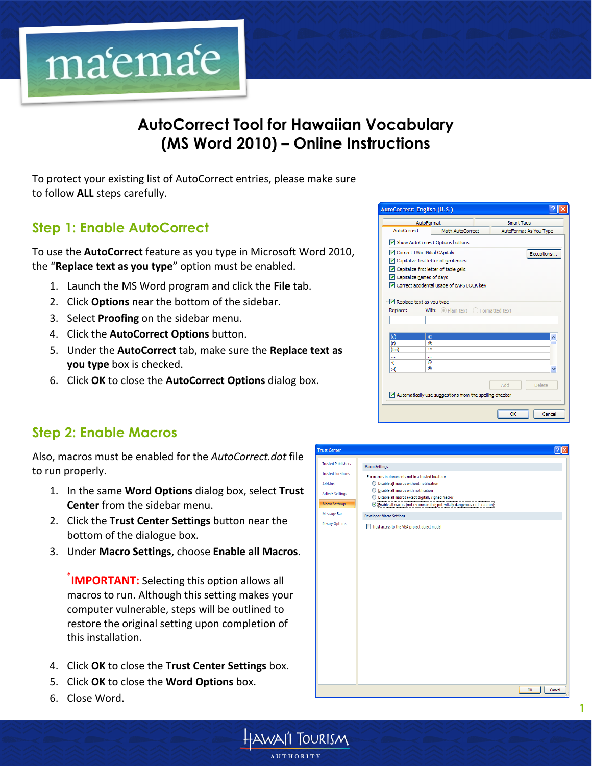# AutoCorrect Tool for Hawaiian Vocabulary (MS Word 2010) – Online Instructions

To protect your existing list of AutoCorrect entries, please make sure to follow **ALL** steps carefully.

## Step 1: Enable AutoCorrect

To use the **AutoCorrect** feature as you type in Microsoft Word 2010, the “**Replace text as you type**” option must be enabled.

1. Launch the MS Word program and click the **File** tab.
2. Click **Options** near the bottom of the sidebar.
3. Select **Proofing** on the sidebar menu.
4. Click the **AutoCorrect Options** button.
5. Under the **AutoCorrect** tab, make sure the **Replace text as you type** box is checked.
6. Click **OK** to close the **AutoCorrect Options** dialog box.

## Step 2: Enable Macros

Also, macros must be enabled for the *AutoCorrect.dot* file to run properly.

1. In the same **Word Options** dialog box, select **Trust Center** from the sidebar menu.
2. Click the **Trust Center Settings** button near the bottom of the dialogue box.
3. Under **Macro Settings**, choose **Enable all Macros**.

   *__IMPORTANT:__ Selecting this option allows all macros to run. Although this setting makes your computer vulnerable, steps will be outlined to restore the original setting upon completion of this installation.

4. Click **OK** to close the **Trust Center Settings** box.
5. Click **OK** to close the **Word Options** box.
6. Close Word.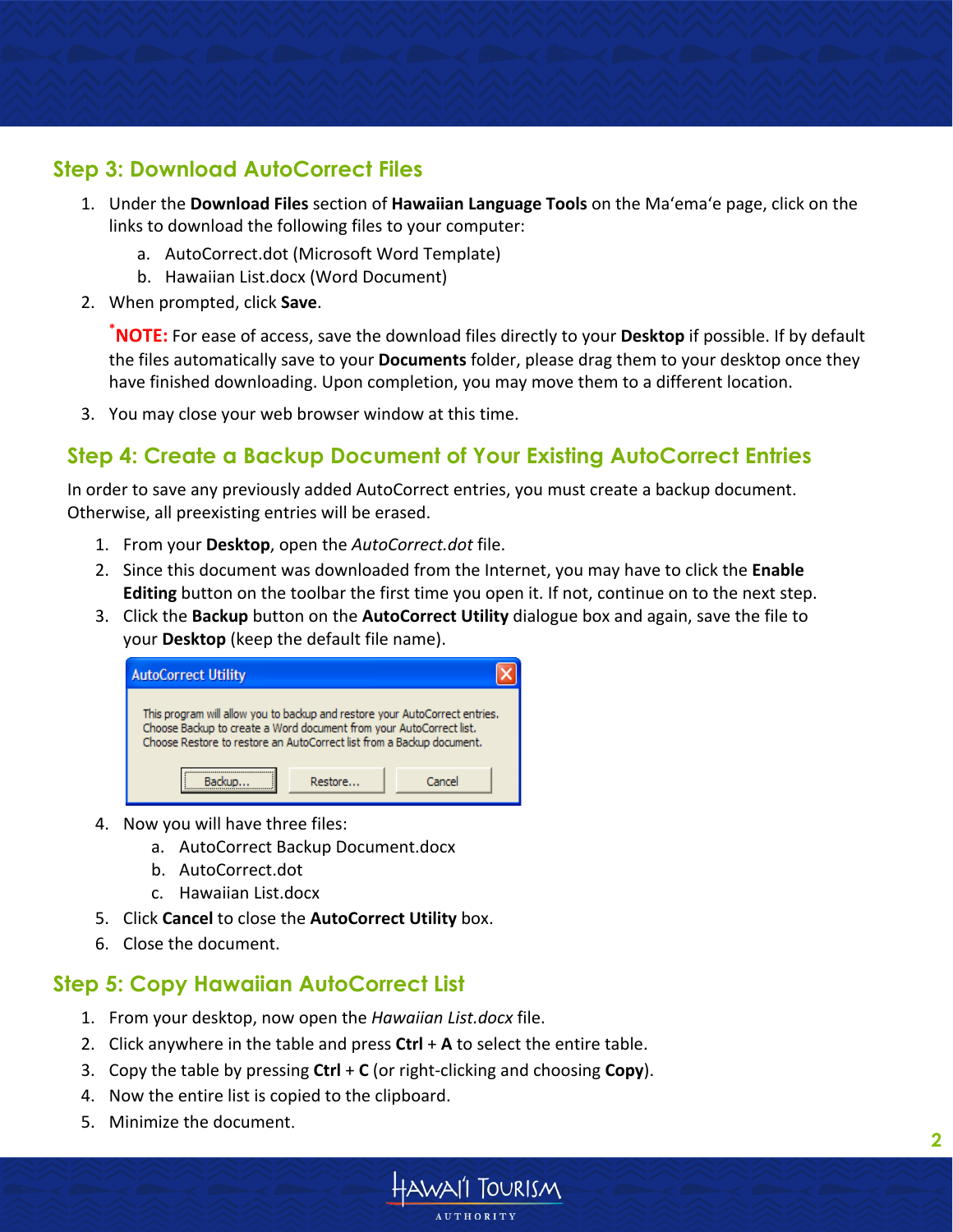## Step 3: Download AutoCorrect Files

1. Under the **Download Files** section of **Hawaiian Language Tools** on the Maʻemaʻe page, click on the links to download the following files to your computer:
   a. AutoCorrect.dot (Microsoft Word Template)
   b. Hawaiian List.docx (Word Document)
2. When prompted, click **Save**.

   ***NOTE:** For ease of access, save the download files directly to your **Desktop** if possible. If by default the files automatically save to your **Documents** folder, please drag them to your desktop once they have finished downloading. Upon completion, you may move them to a different location.

3. You may close your web browser window at this time.

## Step 4: Create a Backup Document of Your Existing AutoCorrect Entries

In order to save any previously added AutoCorrect entries, you must create a backup document. Otherwise, all preexisting entries will be erased.

1. From your **Desktop**, open the *AutoCorrect.dot* file.
2. Since this document was downloaded from the Internet, you may have to click the **Enable Editing** button on the toolbar the first time you open it. If not, continue on to the next step.
3. Click the **Backup** button on the **AutoCorrect Utility** dialogue box and again, save the file to your **Desktop** (keep the default file name).

   AutoCorrect Utility

   This program will allow you to backup and restore your AutoCorrect entries. Choose Backup to create a Word document from your AutoCorrect list. Choose Restore to restore an AutoCorrect list from a Backup document.

   Backup... | Restore... | Cancel

4. Now you will have three files:
   a. AutoCorrect Backup Document.docx
   b. AutoCorrect.dot
   c. Hawaiian List.docx
5. Click **Cancel** to close the **AutoCorrect Utility** box.
6. Close the document.

## Step 5: Copy Hawaiian AutoCorrect List

1. From your desktop, now open the *Hawaiian List.docx* file.
2. Click anywhere in the table and press **Ctrl** + **A** to select the entire table.
3. Copy the table by pressing **Ctrl** + **C** (or right-clicking and choosing **Copy**).
4. Now the entire list is copied to the clipboard.
5. Minimize the document.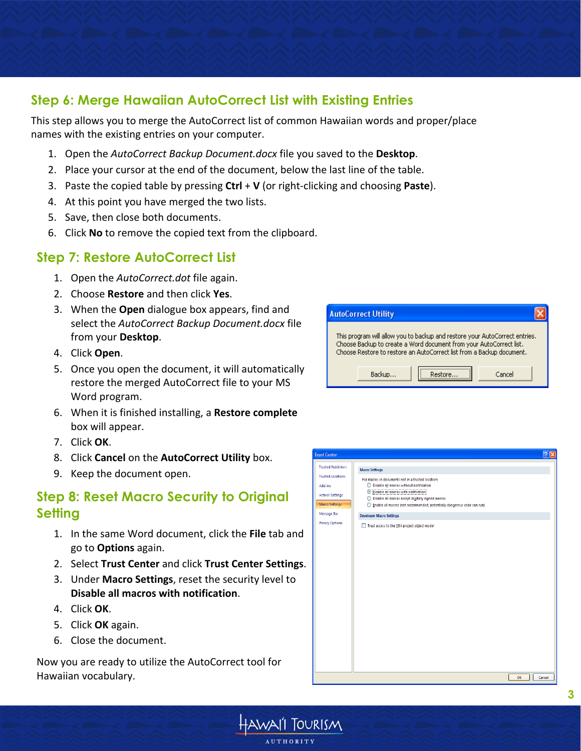## Step 6: Merge Hawaiian AutoCorrect List with Existing Entries

This step allows you to merge the AutoCorrect list of common Hawaiian words and proper/place names with the existing entries on your computer.

1. Open the *AutoCorrect Backup Document.docx* file you saved to the **Desktop**.
2. Place your cursor at the end of the document, below the last line of the table.
3. Paste the copied table by pressing **Ctrl** + **V** (or right-clicking and choosing **Paste**).
4. At this point you have merged the two lists.
5. Save, then close both documents.
6. Click **No** to remove the copied text from the clipboard.

## Step 7: Restore AutoCorrect List

1. Open the *AutoCorrect.dot* file again.
2. Choose **Restore** and then click **Yes**.
3. When the **Open** dialogue box appears, find and select the *AutoCorrect Backup Document.docx* file from your **Desktop**.
4. Click **Open**.
5. Once you open the document, it will automatically restore the merged AutoCorrect file to your MS Word program.
6. When it is finished installing, a **Restore complete** box will appear.
7. Click **OK**.
8. Click **Cancel** on the **AutoCorrect Utility** box.
9. Keep the document open.

## Step 8: Reset Macro Security to Original Setting

1. In the same Word document, click the **File** tab and go to **Options** again.
2. Select **Trust Center** and click **Trust Center Settings**.
3. Under **Macro Settings**, reset the security level to **Disable all macros with notification**.
4. Click **OK**.
5. Click **OK** again.
6. Close the document.

Now you are ready to utilize the AutoCorrect tool for Hawaiian vocabulary.